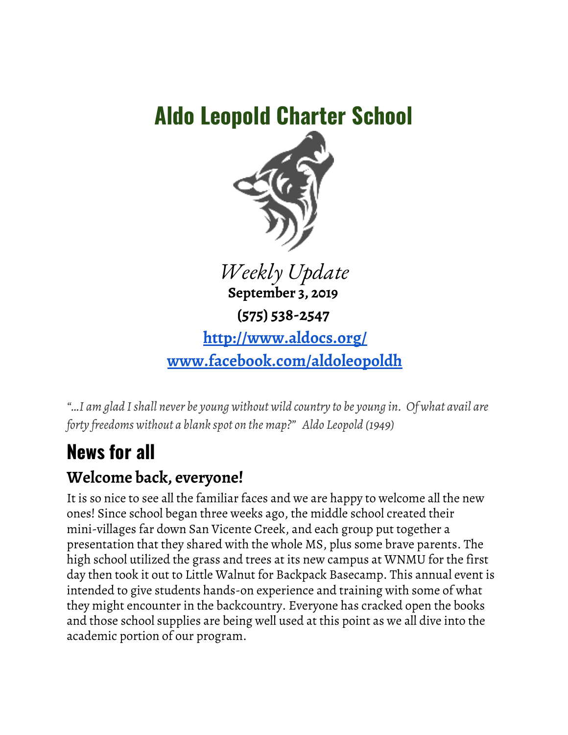# Aldo Leopold Charter School

*Weekly Update*

**September 3, 2019**

**(575) 538-2547**

**[http://www.aldocs.org/](http://www.aldocs.org/)**

**[www.facebook.com/aldoleopoldh](www.facebook.com/aldoleopoldh)**

*"...I am glad I shall never be young without wild country to be young in. Of what avail are forty freedoms without a blank spot on the map?" Aldo Leopold (1949)*

## News for all

### Welcome back, everyone!

It is so nice to see all the familiar faces and we are happy to welcome all the new ones! Since school began three weeks ago, the middle school created their mini-villages far down San Vicente Creek, and each group put together a presentation that they shared with the whole MS, plus some brave parents. The high school utilized the grass and trees at its new campus at WNMU for the first day then took it out to Little Walnut for Backpack Basecamp. This annual event is intended to give students hands-on experience and training with some of what they might encounter in the backcountry. Everyone has cracked open the books and those school supplies are being well used at this point as we all dive into the academic portion of our program.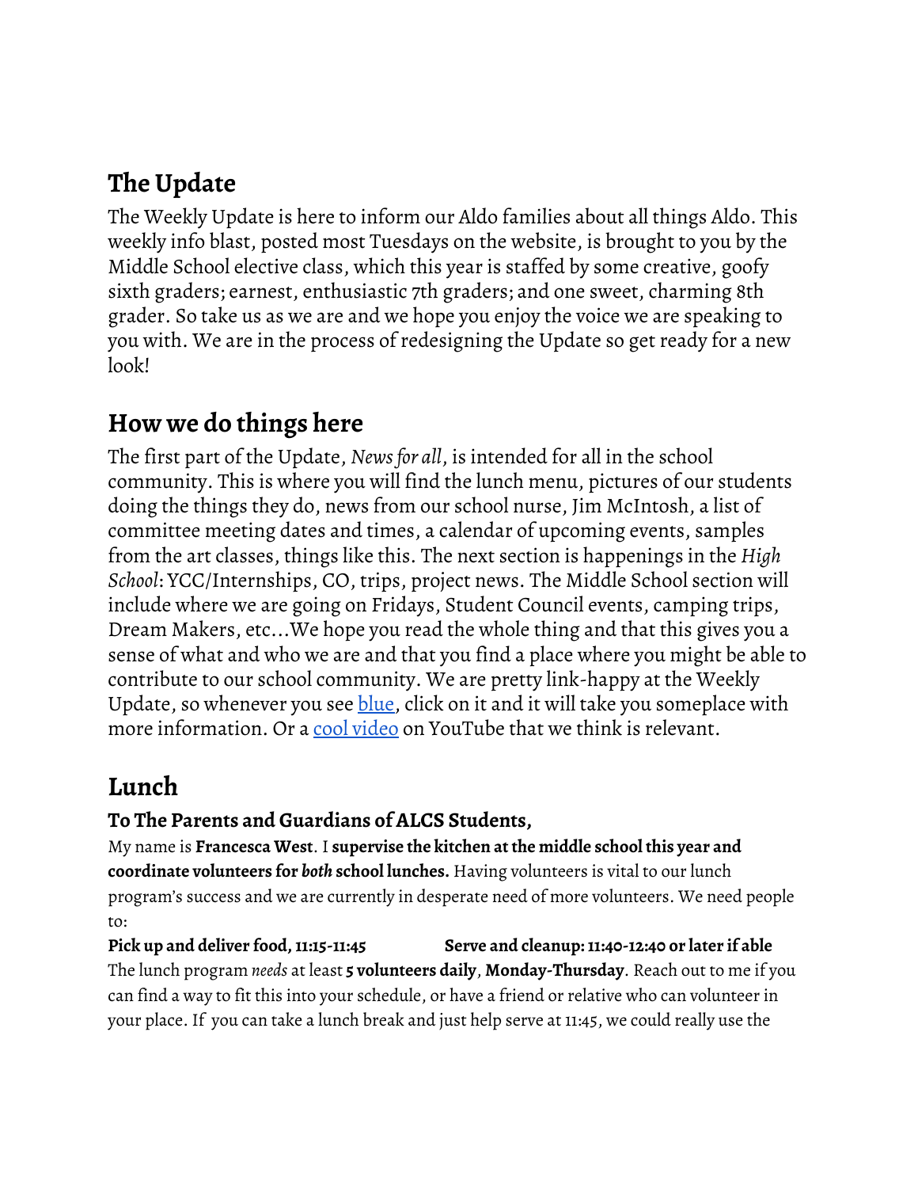## The Update

The Weekly Update is here to inform our Aldo families about all things Aldo. This weekly info blast, posted most Tuesdays on the website, is brought to you by the Middle School elective class, which this year is staffed by some creative, goofy sixth graders; earnest, enthusiastic 7th graders; and one sweet, charming 8th grader. So take us as we are and we hope you enjoy the voice we are speaking to you with. We are in the process of redesigning the Update so get ready for a new look!

## How we do things here

The first part of the Update, *News for all*, is intended for all in the school community. This is where you will find the lunch menu, pictures of our students doing the things they do, news from our school nurse, Jim McIntosh, a list of committee meeting dates and times, a calendar of upcoming events, samples from the art classes, things like this. The next section is happenings in the *High School*: YCC/Internships, CO, trips, project news. The Middle School section will include where we are going on Fridays, Student Council events, camping trips, Dream Makers, etc...We hope you read the whole thing and that this gives you a sense of what and who we are and that you find a place where you might be able to contribute to our school community. We are pretty link-happy at the Weekly Update, so whenever you see blue, click on it and it will take you someplace with more information. Or a cool video on YouTube that we think is relevant.

## Lunch

**To The Parents and Guardians of ALCS Students,**

My name is **Francesca West**. I **supervise the kitchen at the middle school this year and coordinate volunteers for *both* school lunches.** Having volunteers is vital to our lunch program's success and we are currently in desperate need of more volunteers. We need people to:

**Pick up and deliver food, 11:15-11:45** **Serve and cleanup: 11:40-12:40 or later if able**

The lunch program *needs* at least **5 volunteers daily**, **Monday-Thursday**. Reach out to me if you can find a way to fit this into your schedule, or have a friend or relative who can volunteer in your place. If you can take a lunch break and just help serve at 11:45, we could really use the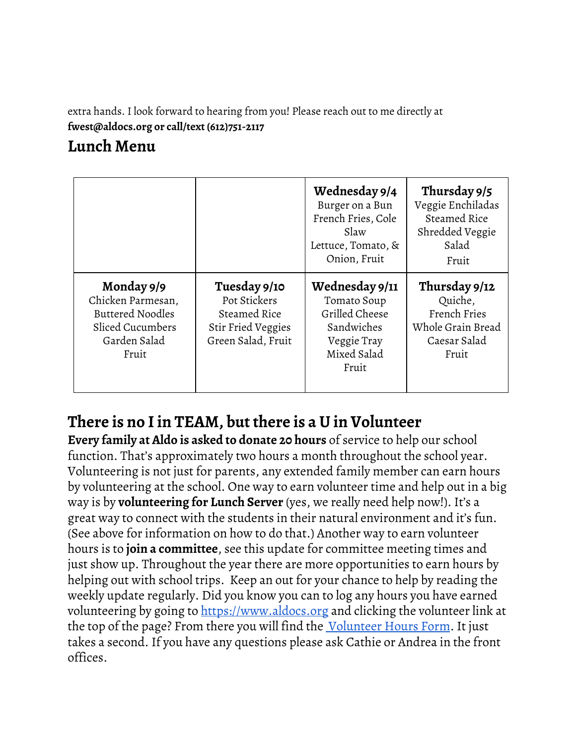extra hands. I look forward to hearing from you! Please reach out to me directly at **fwest@aldocs.org or call/text (612)751-2117**

## Lunch Menu

| | | **Wednesday 9/4**<br>Burger on a Bun<br>French Fries, Cole Slaw<br>Lettuce, Tomato, & Onion, Fruit | **Thursday 9/5**<br>Veggie Enchiladas<br>Steamed Rice<br>Shredded Veggie Salad<br>Fruit |
|---|---|---|---|
| **Monday 9/9**<br>Chicken Parmesan,<br>Buttered Noodles<br>Sliced Cucumbers<br>Garden Salad<br>Fruit | **Tuesday 9/10**<br>Pot Stickers<br>Steamed Rice<br>Stir Fried Veggies<br>Green Salad, Fruit | **Wednesday 9/11**<br>Tomato Soup<br>Grilled Cheese Sandwiches<br>Veggie Tray<br>Mixed Salad<br>Fruit | **Thursday 9/12**<br>Quiche,<br>French Fries<br>Whole Grain Bread<br>Caesar Salad<br>Fruit |

## There is no I in TEAM, but there is a U in Volunteer

**Every family at Aldo is asked to donate 20 hours** of service to help our school function. That's approximately two hours a month throughout the school year. Volunteering is not just for parents, any extended family member can earn hours by volunteering at the school. One way to earn volunteer time and help out in a big way is by **volunteering for Lunch Server** (yes, we really need help now!). It's a great way to connect with the students in their natural environment and it's fun. (See above for information on how to do that.) Another way to earn volunteer hours is to **join a committee**, see this update for committee meeting times and just show up. Throughout the year there are more opportunities to earn hours by helping out with school trips. Keep an out for your chance to help by reading the weekly update regularly. Did you know you can to log any hours you have earned volunteering by going to https://www.aldocs.org and clicking the volunteer link at the top of the page? From there you will find the Volunteer Hours Form. It just takes a second. If you have any questions please ask Cathie or Andrea in the front offices.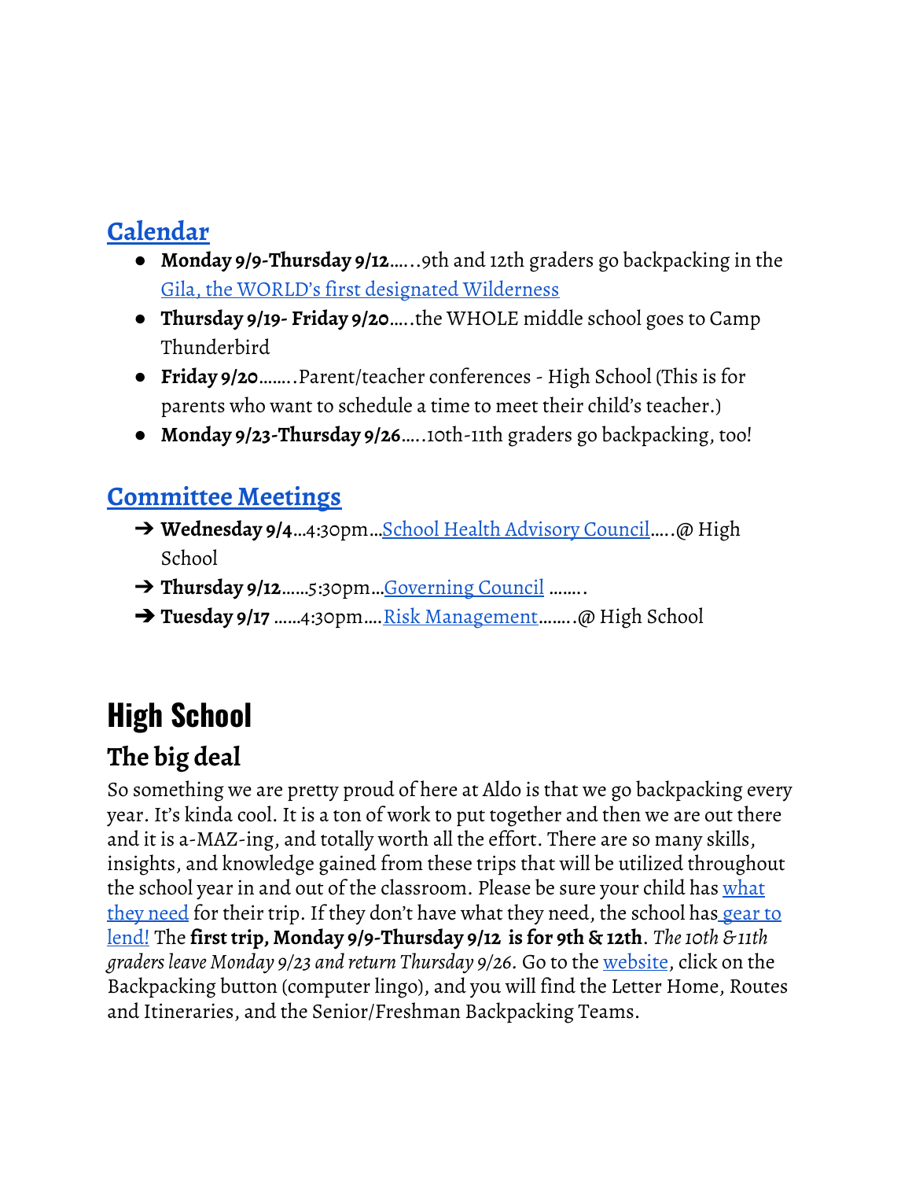## Calendar

- **Monday 9/9-Thursday 9/12**…...9th and 12th graders go backpacking in the Gila, the WORLD's first designated Wilderness
- **Thursday 9/19- Friday 9/20**…..the WHOLE middle school goes to Camp Thunderbird
- **Friday 9/20**……..Parent/teacher conferences - High School (This is for parents who want to schedule a time to meet their child's teacher.)
- **Monday 9/23-Thursday 9/26**…..10th-11th graders go backpacking, too!

## Committee Meetings

➔ **Wednesday 9/4**…4:30pm…School Health Advisory Council…..@ High School

➔ **Thursday 9/12**……5:30pm…Governing Council ……..

➔ **Tuesday 9/17** ……4:30pm….Risk Management……..@ High School

# High School

## The big deal

So something we are pretty proud of here at Aldo is that we go backpacking every year. It's kinda cool. It is a ton of work to put together and then we are out there and it is a-MAZ-ing, and totally worth all the effort. There are so many skills, insights, and knowledge gained from these trips that will be utilized throughout the school year in and out of the classroom. Please be sure your child has what they need for their trip. If they don't have what they need, the school has gear to lend! The **first trip, Monday 9/9-Thursday 9/12 is for 9th & 12th**. *The 10th & 11th graders leave Monday 9/23 and return Thursday 9/26.* Go to the website, click on the Backpacking button (computer lingo), and you will find the Letter Home, Routes and Itineraries, and the Senior/Freshman Backpacking Teams.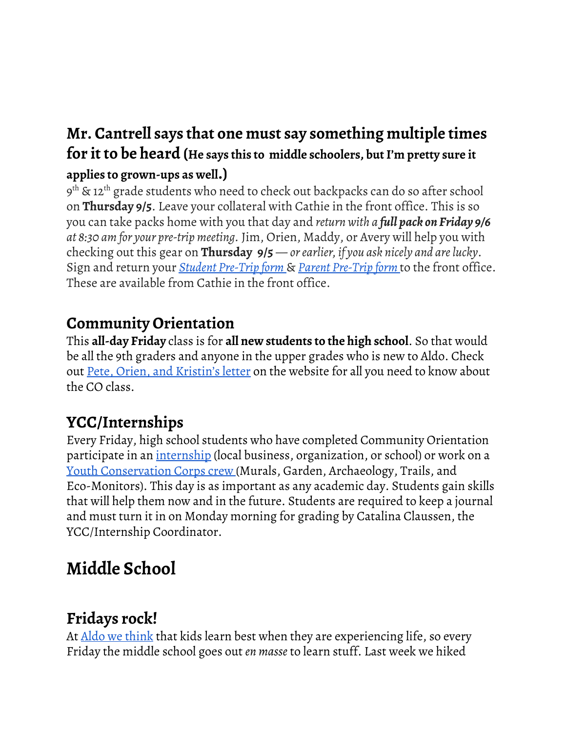## Mr. Cantrell says that one must say something multiple times for it to be heard (He says this to middle schoolers, but I'm pretty sure it applies to grown-ups as well.)

9th & 12th grade students who need to check out backpacks can do so after school on **Thursday 9/5**. Leave your collateral with Cathie in the front office. This is so you can take packs home with you that day and *return with a **full pack on Friday 9/6** at 8:30 am for your pre-trip meeting.* Jim, Orien, Maddy, or Avery will help you with checking out this gear on **Thursday 9/5** — *or earlier, if you ask nicely and are lucky*. Sign and return your [*Student Pre-Trip form*]() & [*Parent Pre-Trip form*]() to the front office. These are available from Cathie in the front office.

## Community Orientation

This **all-day Friday** class is for **all new students to the high school**. So that would be all the 9th graders and anyone in the upper grades who is new to Aldo. Check out [Pete, Orien, and Kristin's letter]() on the website for all you need to know about the CO class.

## YCC/Internships

Every Friday, high school students who have completed Community Orientation participate in an [internship]() (local business, organization, or school) or work on a [Youth Conservation Corps crew]() (Murals, Garden, Archaeology, Trails, and Eco-Monitors). This day is as important as any academic day. Students gain skills that will help them now and in the future. Students are required to keep a journal and must turn it in on Monday morning for grading by Catalina Claussen, the YCC/Internship Coordinator.

# Middle School

## Fridays rock!

At [Aldo we think]() that kids learn best when they are experiencing life, so every Friday the middle school goes out *en masse* to learn stuff. Last week we hiked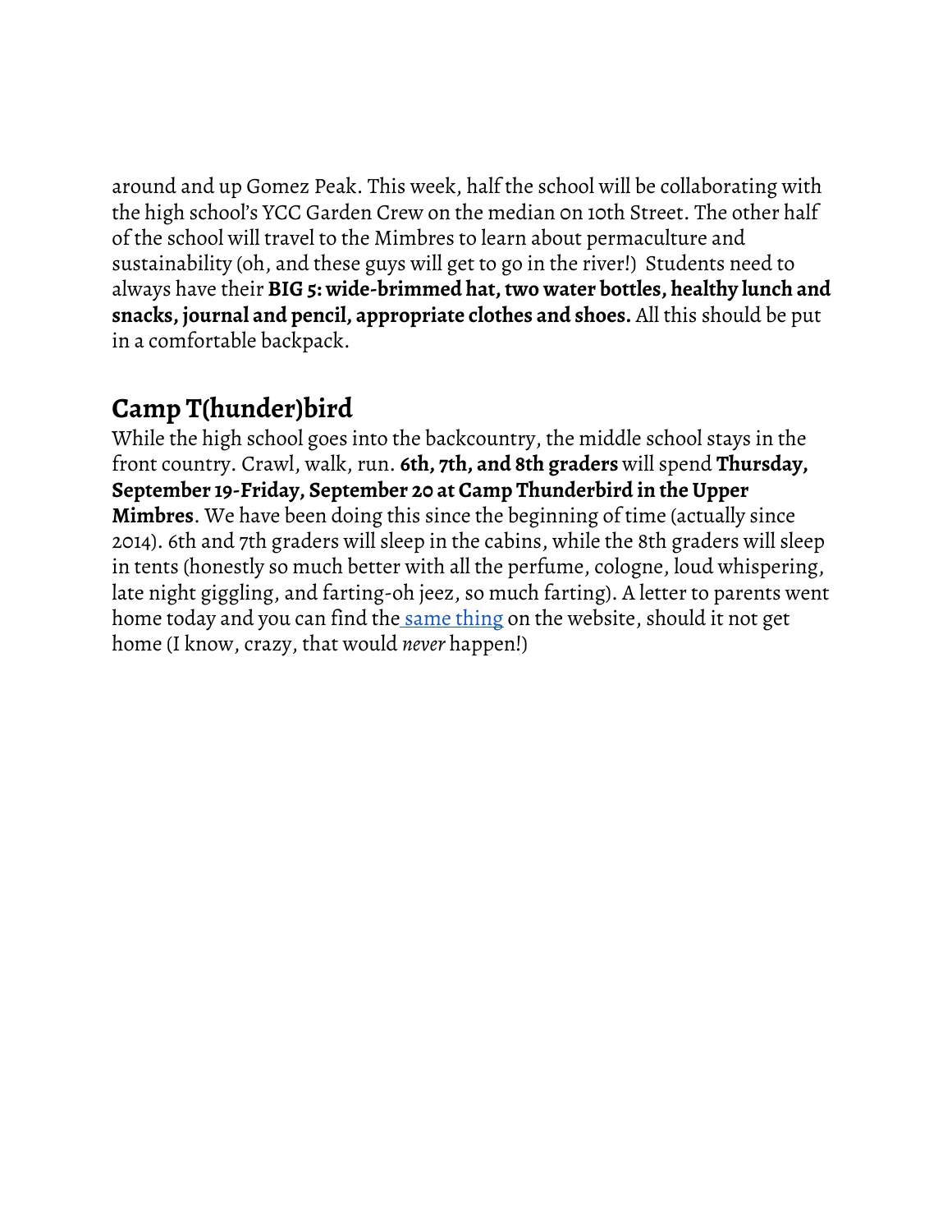around and up Gomez Peak. This week, half the school will be collaborating with the high school's YCC Garden Crew on the median on 10th Street. The other half of the school will travel to the Mimbres to learn about permaculture and sustainability (oh, and these guys will get to go in the river!) Students need to always have their **BIG 5: wide-brimmed hat, two water bottles, healthy lunch and snacks, journal and pencil, appropriate clothes and shoes.** All this should be put in a comfortable backpack.

## Camp T(hunder)bird

While the high school goes into the backcountry, the middle school stays in the front country. Crawl, walk, run. **6th, 7th, and 8th graders** will spend **Thursday, September 19-Friday, September 20 at Camp Thunderbird in the Upper Mimbres**. We have been doing this since the beginning of time (actually since 2014). 6th and 7th graders will sleep in the cabins, while the 8th graders will sleep in tents (honestly so much better with all the perfume, cologne, loud whispering, late night giggling, and farting-oh jeez, so much farting). A letter to parents went home today and you can find the same thing on the website, should it not get home (I know, crazy, that would *never* happen!)